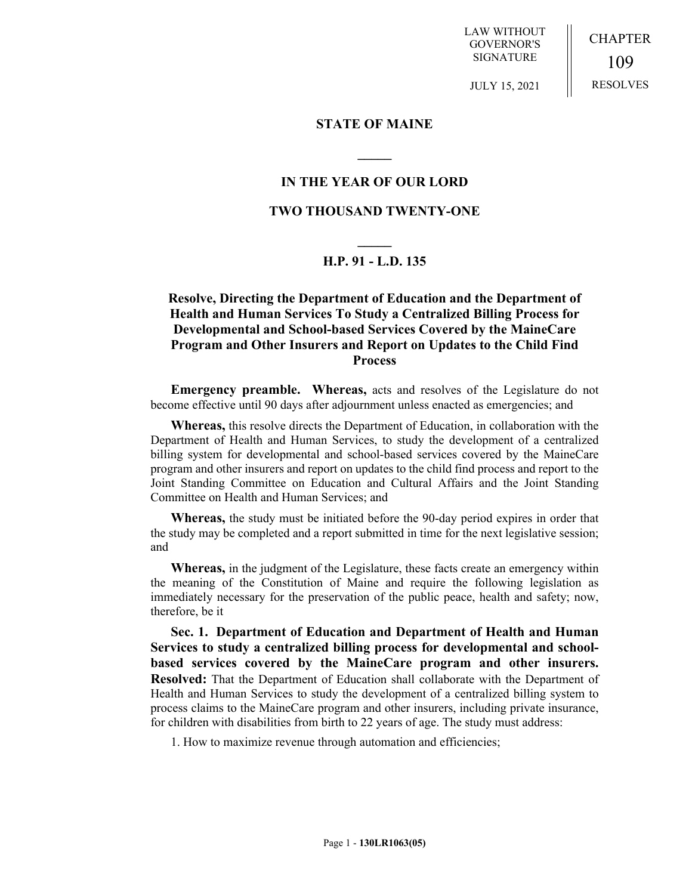LAW WITHOUT GOVERNOR'S SIGNATURE

JULY 15, 2021

CHAPTER 109 RESOLVES

**STATE OF MAINE**

**IN THE YEAR OF OUR LORD**

**TWO THOUSAND TWENTY-ONE**

**H.P. 91 - L.D. 135**

**Resolve, Directing the Department of Education and the Department of Health and Human Services To Study a Centralized Billing Process for Developmental and School-based Services Covered by the MaineCare Program and Other Insurers and Report on Updates to the Child Find Process**

**Emergency preamble. Whereas,** acts and resolves of the Legislature do not become effective until 90 days after adjournment unless enacted as emergencies; and

**Whereas,** this resolve directs the Department of Education, in collaboration with the Department of Health and Human Services, to study the development of a centralized billing system for developmental and school-based services covered by the MaineCare program and other insurers and report on updates to the child find process and report to the Joint Standing Committee on Education and Cultural Affairs and the Joint Standing Committee on Health and Human Services; and

**Whereas,** the study must be initiated before the 90-day period expires in order that the study may be completed and a report submitted in time for the next legislative session; and

**Whereas,** in the judgment of the Legislature, these facts create an emergency within the meaning of the Constitution of Maine and require the following legislation as immediately necessary for the preservation of the public peace, health and safety; now, therefore, be it

**Sec. 1. Department of Education and Department of Health and Human Services to study a centralized billing process for developmental and school-based services covered by the MaineCare program and other insurers. Resolved:** That the Department of Education shall collaborate with the Department of Health and Human Services to study the development of a centralized billing system to process claims to the MaineCare program and other insurers, including private insurance, for children with disabilities from birth to 22 years of age. The study must address:

1. How to maximize revenue through automation and efficiencies;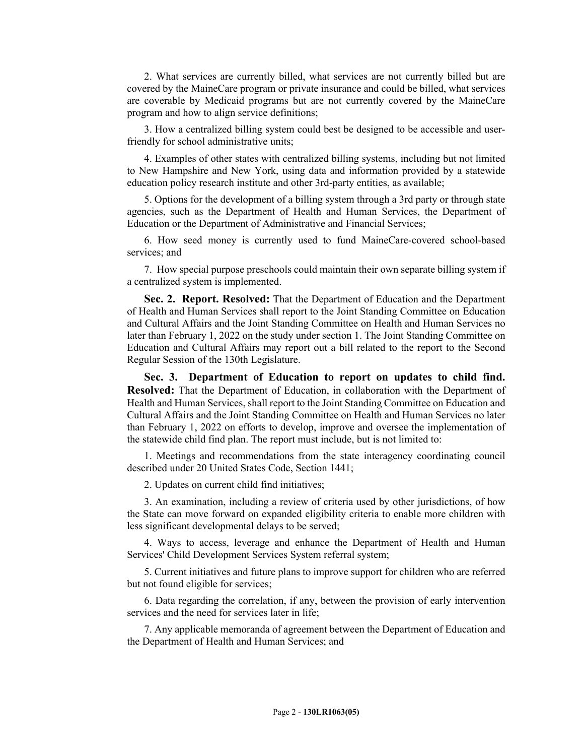2. What services are currently billed, what services are not currently billed but are covered by the MaineCare program or private insurance and could be billed, what services are coverable by Medicaid programs but are not currently covered by the MaineCare program and how to align service definitions;

3. How a centralized billing system could best be designed to be accessible and user-friendly for school administrative units;

4. Examples of other states with centralized billing systems, including but not limited to New Hampshire and New York, using data and information provided by a statewide education policy research institute and other 3rd-party entities, as available;

5. Options for the development of a billing system through a 3rd party or through state agencies, such as the Department of Health and Human Services, the Department of Education or the Department of Administrative and Financial Services;

6. How seed money is currently used to fund MaineCare-covered school-based services; and

7. How special purpose preschools could maintain their own separate billing system if a centralized system is implemented.

**Sec. 2. Report. Resolved:** That the Department of Education and the Department of Health and Human Services shall report to the Joint Standing Committee on Education and Cultural Affairs and the Joint Standing Committee on Health and Human Services no later than February 1, 2022 on the study under section 1. The Joint Standing Committee on Education and Cultural Affairs may report out a bill related to the report to the Second Regular Session of the 130th Legislature.

**Sec. 3. Department of Education to report on updates to child find. Resolved:** That the Department of Education, in collaboration with the Department of Health and Human Services, shall report to the Joint Standing Committee on Education and Cultural Affairs and the Joint Standing Committee on Health and Human Services no later than February 1, 2022 on efforts to develop, improve and oversee the implementation of the statewide child find plan. The report must include, but is not limited to:

1. Meetings and recommendations from the state interagency coordinating council described under 20 United States Code, Section 1441;

2. Updates on current child find initiatives;

3. An examination, including a review of criteria used by other jurisdictions, of how the State can move forward on expanded eligibility criteria to enable more children with less significant developmental delays to be served;

4. Ways to access, leverage and enhance the Department of Health and Human Services' Child Development Services System referral system;

5. Current initiatives and future plans to improve support for children who are referred but not found eligible for services;

6. Data regarding the correlation, if any, between the provision of early intervention services and the need for services later in life;

7. Any applicable memoranda of agreement between the Department of Education and the Department of Health and Human Services; and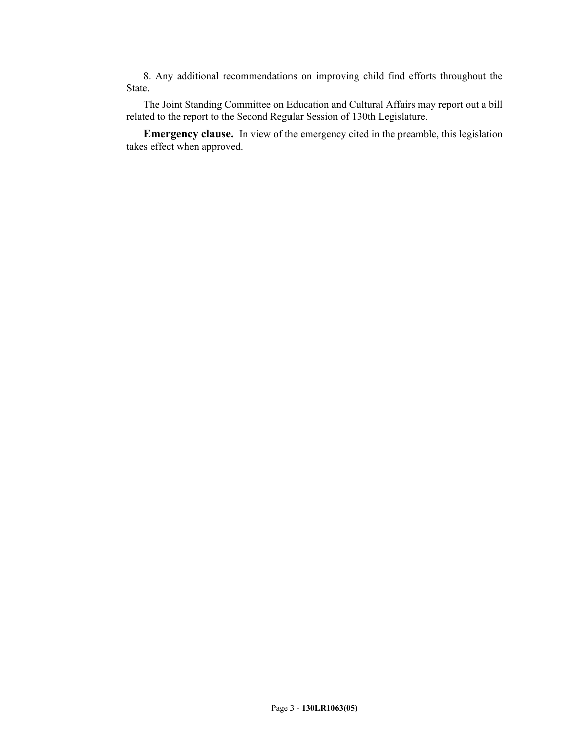8. Any additional recommendations on improving child find efforts throughout the State.

The Joint Standing Committee on Education and Cultural Affairs may report out a bill related to the report to the Second Regular Session of 130th Legislature.

**Emergency clause.** In view of the emergency cited in the preamble, this legislation takes effect when approved.